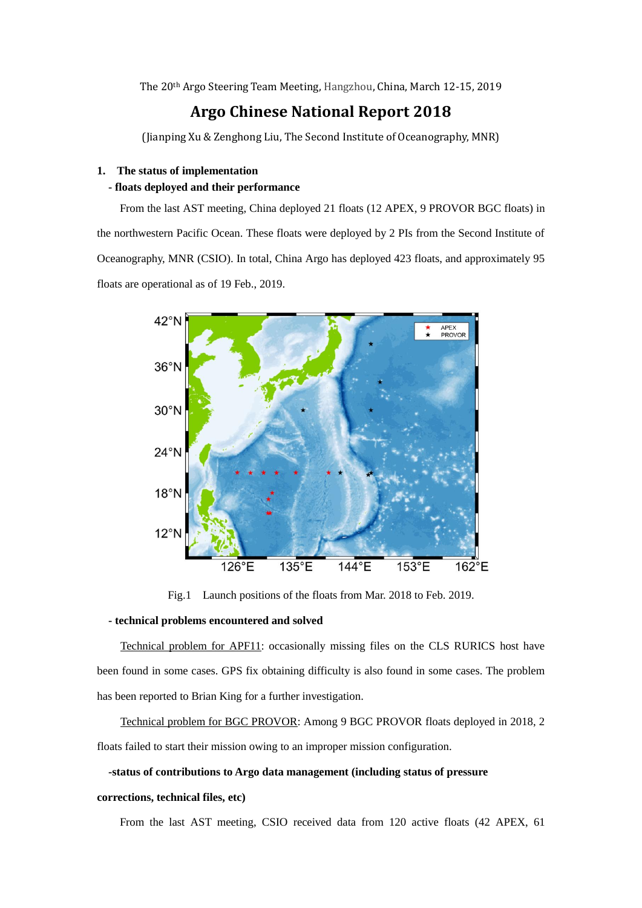The 20th Argo Steering Team Meeting, Hangzhou, China, March 12-15, 2019

# Argo Chinese National Report 2018

(Jianping Xu & Zenghong Liu, The Second Institute of Oceanography, MNR)

## 1. The status of implementation

**- floats deployed and their performance**

From the last AST meeting, China deployed 21 floats (12 APEX, 9 PROVOR BGC floats) in the northwestern Pacific Ocean. These floats were deployed by 2 PIs from the Second Institute of Oceanography, MNR (CSIO). In total, China Argo has deployed 423 floats, and approximately 95 floats are operational as of 19 Feb., 2019.

42°N
36°N
30°N
24°N
18°N
12°N
126°E
135°E
144°E
153°E
162°E
APEX
PROVOR

Fig.1 Launch positions of the floats from Mar. 2018 to Feb. 2019.

**- technical problems encountered and solved**

Technical problem for APF11: occasionally missing files on the CLS RURICS host have been found in some cases. GPS fix obtaining difficulty is also found in some cases. The problem has been reported to Brian King for a further investigation.

Technical problem for BGC PROVOR: Among 9 BGC PROVOR floats deployed in 2018, 2 floats failed to start their mission owing to an improper mission configuration.

**-status of contributions to Argo data management (including status of pressure corrections, technical files, etc)**

From the last AST meeting, CSIO received data from 120 active floats (42 APEX, 61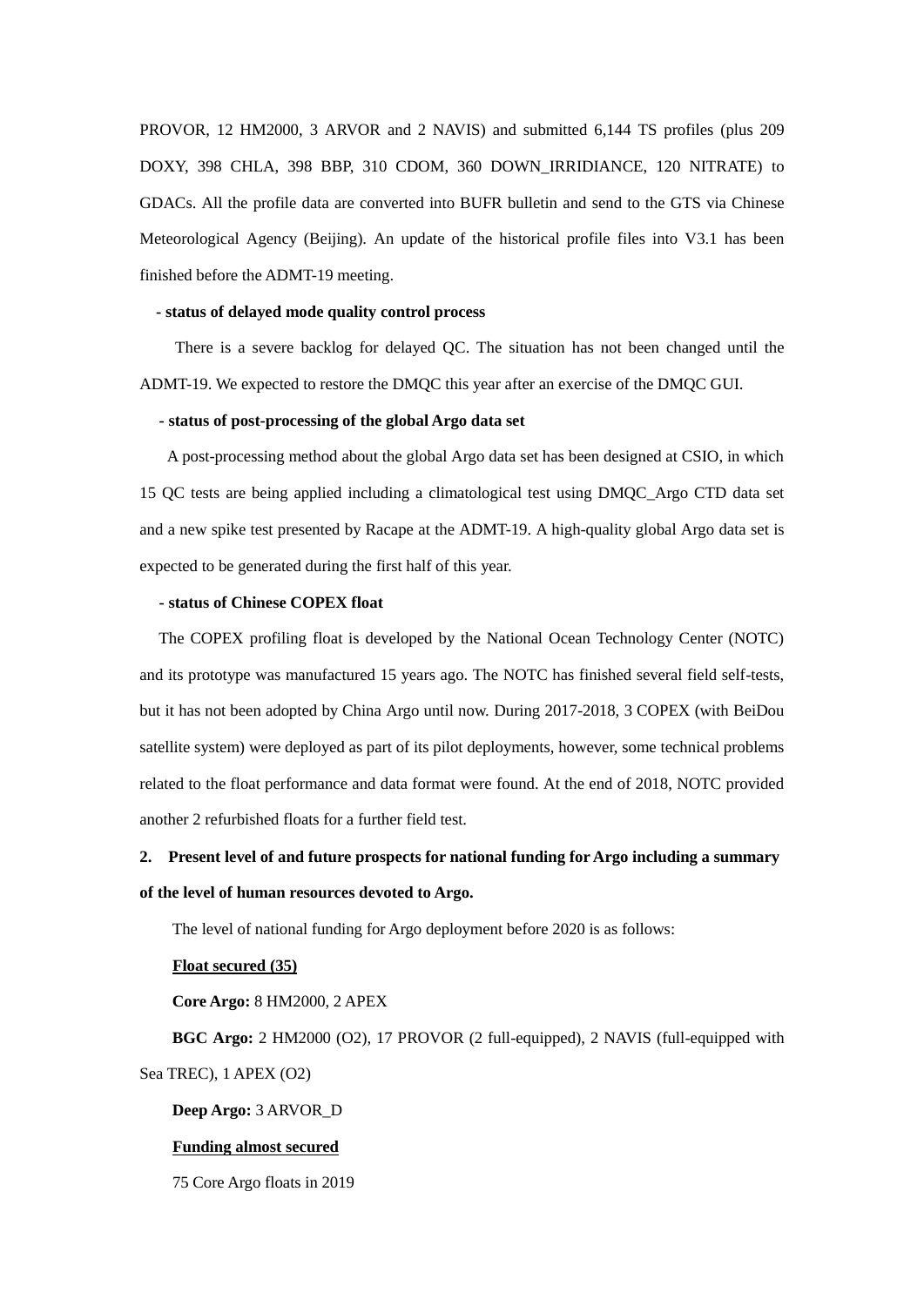PROVOR, 12 HM2000, 3 ARVOR and 2 NAVIS) and submitted 6,144 TS profiles (plus 209 DOXY, 398 CHLA, 398 BBP, 310 CDOM, 360 DOWN_IRRIDIANCE, 120 NITRATE) to GDACs. All the profile data are converted into BUFR bulletin and send to the GTS via Chinese Meteorological Agency (Beijing). An update of the historical profile files into V3.1 has been finished before the ADMT-19 meeting.

**- status of delayed mode quality control process**

There is a severe backlog for delayed QC. The situation has not been changed until the ADMT-19. We expected to restore the DMQC this year after an exercise of the DMQC GUI.

**- status of post-processing of the global Argo data set**

A post-processing method about the global Argo data set has been designed at CSIO, in which 15 QC tests are being applied including a climatological test using DMQC_Argo CTD data set and a new spike test presented by Racape at the ADMT-19. A high-quality global Argo data set is expected to be generated during the first half of this year.

**- status of Chinese COPEX float**

The COPEX profiling float is developed by the National Ocean Technology Center (NOTC) and its prototype was manufactured 15 years ago. The NOTC has finished several field self-tests, but it has not been adopted by China Argo until now. During 2017-2018, 3 COPEX (with BeiDou satellite system) were deployed as part of its pilot deployments, however, some technical problems related to the float performance and data format were found. At the end of 2018, NOTC provided another 2 refurbished floats for a further field test.

**2. Present level of and future prospects for national funding for Argo including a summary of the level of human resources devoted to Argo.**

The level of national funding for Argo deployment before 2020 is as follows:

**Float secured (35)**

**Core Argo:** 8 HM2000, 2 APEX

**BGC Argo:** 2 HM2000 (O2), 17 PROVOR (2 full-equipped), 2 NAVIS (full-equipped with Sea TREC), 1 APEX (O2)

**Deep Argo:** 3 ARVOR_D

**Funding almost secured**

75 Core Argo floats in 2019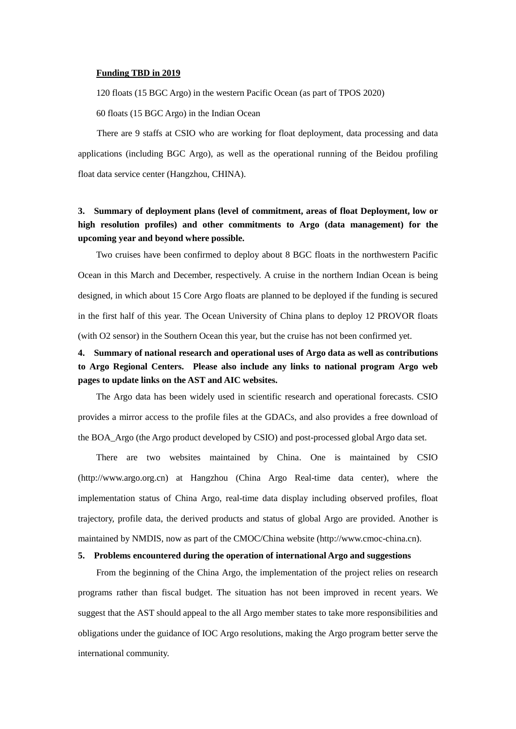**Funding TBD in 2019**

120 floats (15 BGC Argo) in the western Pacific Ocean (as part of TPOS 2020)

60 floats (15 BGC Argo) in the Indian Ocean

There are 9 staffs at CSIO who are working for float deployment, data processing and data applications (including BGC Argo), as well as the operational running of the Beidou profiling float data service center (Hangzhou, CHINA).

**3. Summary of deployment plans (level of commitment, areas of float Deployment, low or high resolution profiles) and other commitments to Argo (data management) for the upcoming year and beyond where possible.**

Two cruises have been confirmed to deploy about 8 BGC floats in the northwestern Pacific Ocean in this March and December, respectively. A cruise in the northern Indian Ocean is being designed, in which about 15 Core Argo floats are planned to be deployed if the funding is secured in the first half of this year. The Ocean University of China plans to deploy 12 PROVOR floats (with O2 sensor) in the Southern Ocean this year, but the cruise has not been confirmed yet.

**4. Summary of national research and operational uses of Argo data as well as contributions to Argo Regional Centers. Please also include any links to national program Argo web pages to update links on the AST and AIC websites.**

The Argo data has been widely used in scientific research and operational forecasts. CSIO provides a mirror access to the profile files at the GDACs, and also provides a free download of the BOA_Argo (the Argo product developed by CSIO) and post-processed global Argo data set.

There are two websites maintained by China. One is maintained by CSIO (http://www.argo.org.cn) at Hangzhou (China Argo Real-time data center), where the implementation status of China Argo, real-time data display including observed profiles, float trajectory, profile data, the derived products and status of global Argo are provided. Another is maintained by NMDIS, now as part of the CMOC/China website (http://www.cmoc-china.cn).

**5. Problems encountered during the operation of international Argo and suggestions**

From the beginning of the China Argo, the implementation of the project relies on research programs rather than fiscal budget. The situation has not been improved in recent years. We suggest that the AST should appeal to the all Argo member states to take more responsibilities and obligations under the guidance of IOC Argo resolutions, making the Argo program better serve the international community.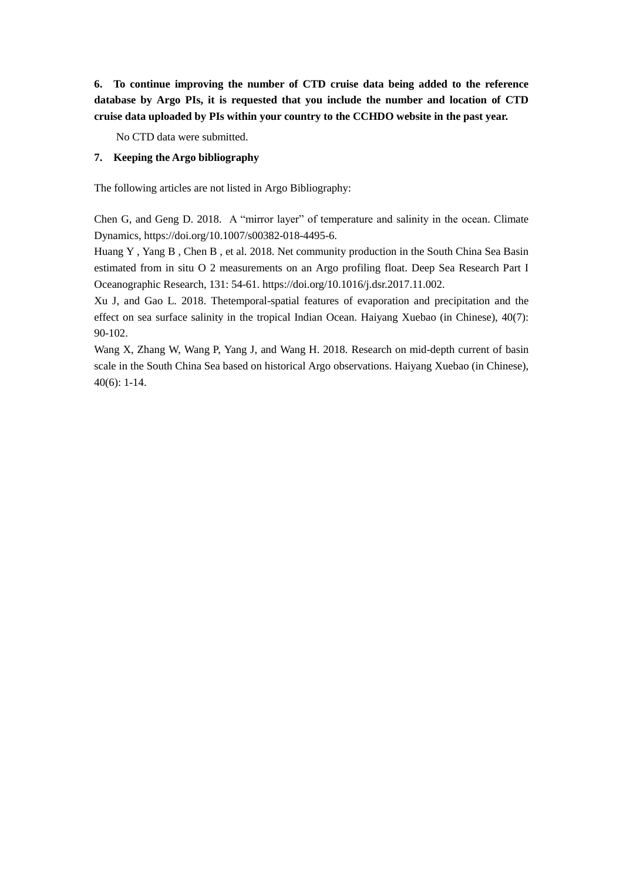**6. To continue improving the number of CTD cruise data being added to the reference database by Argo PIs, it is requested that you include the number and location of CTD cruise data uploaded by PIs within your country to the CCHDO website in the past year.**

No CTD data were submitted.

**7. Keeping the Argo bibliography**

The following articles are not listed in Argo Bibliography:

Chen G, and Geng D. 2018. A "mirror layer" of temperature and salinity in the ocean. Climate Dynamics, https://doi.org/10.1007/s00382-018-4495-6.

Huang Y , Yang B , Chen B , et al. 2018. Net community production in the South China Sea Basin estimated from in situ O 2 measurements on an Argo profiling float. Deep Sea Research Part I Oceanographic Research, 131: 54-61. https://doi.org/10.1016/j.dsr.2017.11.002.

Xu J, and Gao L. 2018. Thetemporal-spatial features of evaporation and precipitation and the effect on sea surface salinity in the tropical Indian Ocean. Haiyang Xuebao (in Chinese), 40(7): 90-102.

Wang X, Zhang W, Wang P, Yang J, and Wang H. 2018. Research on mid-depth current of basin scale in the South China Sea based on historical Argo observations. Haiyang Xuebao (in Chinese), 40(6): 1-14.